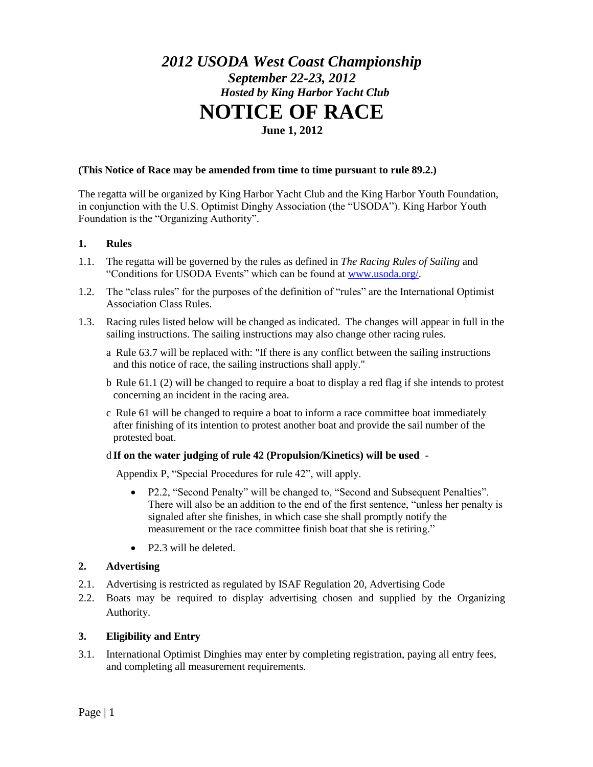# *2012 USODA West Coast Championship*

***September 22-23, 2012***

***Hosted by King Harbor Yacht Club***

# NOTICE OF RACE

**June 1, 2012**

**(This Notice of Race may be amended from time to time pursuant to rule 89.2.)**

The regatta will be organized by King Harbor Yacht Club and the King Harbor Youth Foundation, in conjunction with the U.S. Optimist Dinghy Association (the "USODA"). King Harbor Youth Foundation is the "Organizing Authority".

## 1. Rules

1.1. The regatta will be governed by the rules as defined in *The Racing Rules of Sailing* and "Conditions for USODA Events" which can be found at [www.usoda.org/](www.usoda.org/).

1.2. The "class rules" for the purposes of the definition of "rules" are the International Optimist Association Class Rules.

1.3. Racing rules listed below will be changed as indicated. The changes will appear in full in the sailing instructions. The sailing instructions may also change other racing rules.

a Rule 63.7 will be replaced with: "If there is any conflict between the sailing instructions and this notice of race, the sailing instructions shall apply."

b Rule 61.1 (2) will be changed to require a boat to display a red flag if she intends to protest concerning an incident in the racing area.

c Rule 61 will be changed to require a boat to inform a race committee boat immediately after finishing of its intention to protest another boat and provide the sail number of the protested boat.

d **If on the water judging of rule 42 (Propulsion/Kinetics) will be used** -

Appendix P, "Special Procedures for rule 42", will apply.

- P2.2, "Second Penalty" will be changed to, "Second and Subsequent Penalties". There will also be an addition to the end of the first sentence, "unless her penalty is signaled after she finishes, in which case she shall promptly notify the measurement or the race committee finish boat that she is retiring."
- P2.3 will be deleted.

## 2. Advertising

2.1. Advertising is restricted as regulated by ISAF Regulation 20, Advertising Code

2.2. Boats may be required to display advertising chosen and supplied by the Organizing Authority.

## 3. Eligibility and Entry

3.1. International Optimist Dinghies may enter by completing registration, paying all entry fees, and completing all measurement requirements.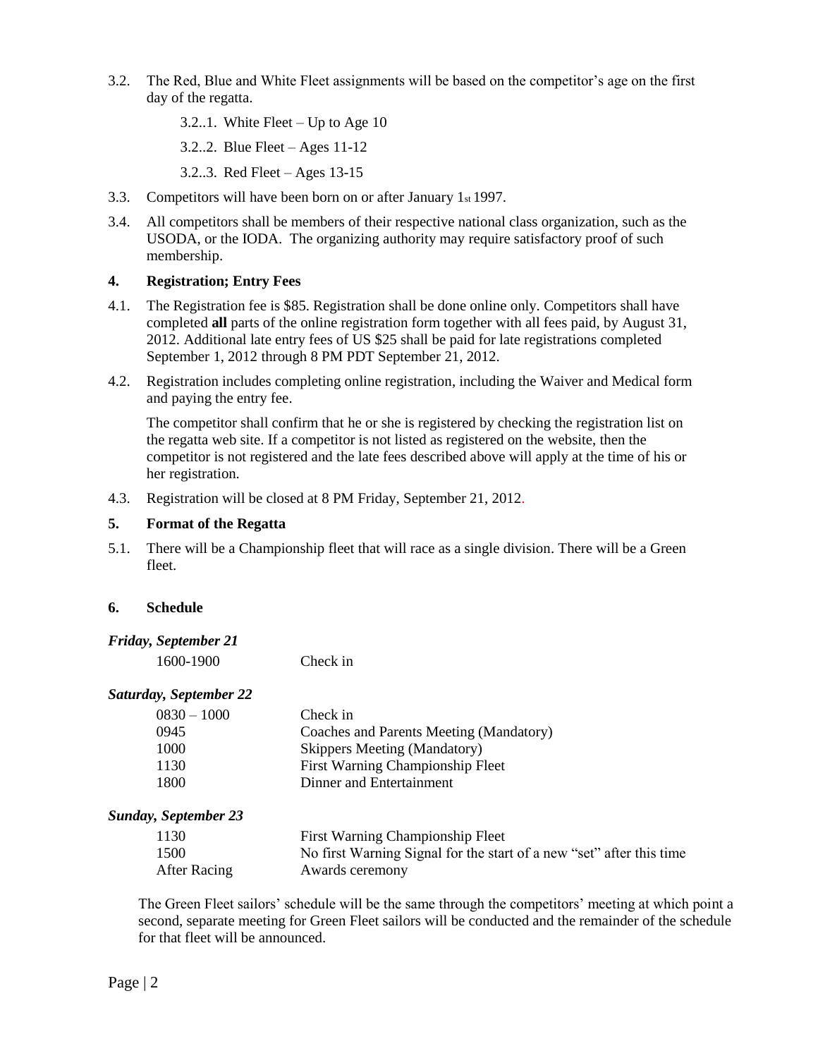3.2. The Red, Blue and White Fleet assignments will be based on the competitor's age on the first day of the regatta.

  3.2..1. White Fleet – Up to Age 10

  3.2..2. Blue Fleet – Ages 11-12

  3.2..3. Red Fleet – Ages 13-15

3.3. Competitors will have been born on or after January 1st 1997.

3.4. All competitors shall be members of their respective national class organization, such as the USODA, or the IODA. The organizing authority may require satisfactory proof of such membership.

## 4. Registration; Entry Fees

4.1. The Registration fee is $85. Registration shall be done online only. Competitors shall have completed **all** parts of the online registration form together with all fees paid, by August 31, 2012. Additional late entry fees of US $25 shall be paid for late registrations completed September 1, 2012 through 8 PM PDT September 21, 2012.

4.2. Registration includes completing online registration, including the Waiver and Medical form and paying the entry fee.

The competitor shall confirm that he or she is registered by checking the registration list on the regatta web site. If a competitor is not listed as registered on the website, then the competitor is not registered and the late fees described above will apply at the time of his or her registration.

4.3. Registration will be closed at 8 PM Friday, September 21, 2012.

## 5. Format of the Regatta

5.1. There will be a Championship fleet that will race as a single division. There will be a Green fleet.

## 6. Schedule

***Friday, September 21***

| | |
|---|---|
| 1600-1900 | Check in |

***Saturday, September 22***

| | |
|---|---|
| 0830 – 1000 | Check in |
| 0945 | Coaches and Parents Meeting (Mandatory) |
| 1000 | Skippers Meeting (Mandatory) |
| 1130 | First Warning Championship Fleet |
| 1800 | Dinner and Entertainment |

***Sunday, September 23***

| | |
|---|---|
| 1130 | First Warning Championship Fleet |
| 1500 | No first Warning Signal for the start of a new "set" after this time |
| After Racing | Awards ceremony |

The Green Fleet sailors' schedule will be the same through the competitors' meeting at which point a second, separate meeting for Green Fleet sailors will be conducted and the remainder of the schedule for that fleet will be announced.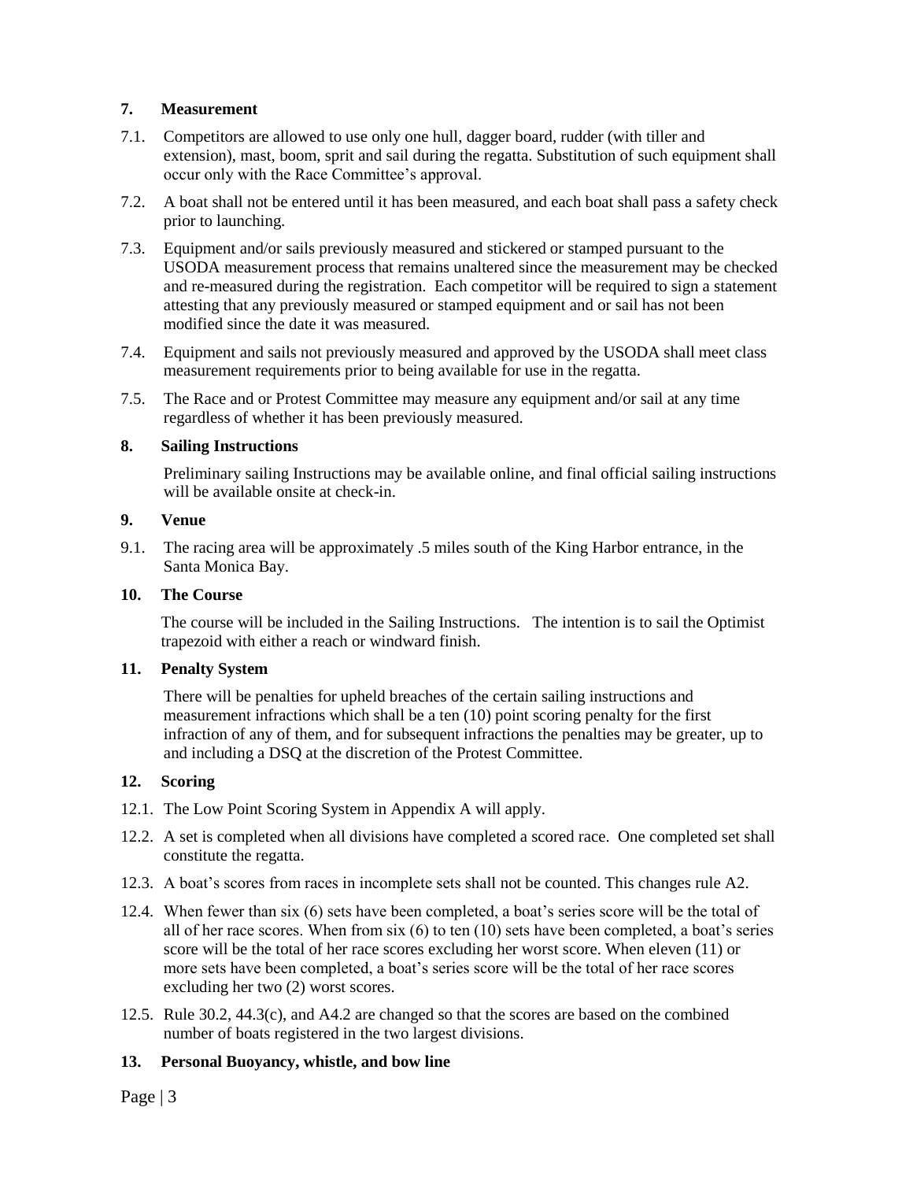## 7. Measurement

7.1. Competitors are allowed to use only one hull, dagger board, rudder (with tiller and extension), mast, boom, sprit and sail during the regatta. Substitution of such equipment shall occur only with the Race Committee's approval.

7.2. A boat shall not be entered until it has been measured, and each boat shall pass a safety check prior to launching.

7.3. Equipment and/or sails previously measured and stickered or stamped pursuant to the USODA measurement process that remains unaltered since the measurement may be checked and re-measured during the registration. Each competitor will be required to sign a statement attesting that any previously measured or stamped equipment and or sail has not been modified since the date it was measured.

7.4. Equipment and sails not previously measured and approved by the USODA shall meet class measurement requirements prior to being available for use in the regatta.

7.5. The Race and or Protest Committee may measure any equipment and/or sail at any time regardless of whether it has been previously measured.

## 8. Sailing Instructions

Preliminary sailing Instructions may be available online, and final official sailing instructions will be available onsite at check-in.

## 9. Venue

9.1. The racing area will be approximately .5 miles south of the King Harbor entrance, in the Santa Monica Bay.

## 10. The Course

The course will be included in the Sailing Instructions. The intention is to sail the Optimist trapezoid with either a reach or windward finish.

## 11. Penalty System

There will be penalties for upheld breaches of the certain sailing instructions and measurement infractions which shall be a ten (10) point scoring penalty for the first infraction of any of them, and for subsequent infractions the penalties may be greater, up to and including a DSQ at the discretion of the Protest Committee.

## 12. Scoring

12.1. The Low Point Scoring System in Appendix A will apply.

12.2. A set is completed when all divisions have completed a scored race. One completed set shall constitute the regatta.

12.3. A boat's scores from races in incomplete sets shall not be counted. This changes rule A2.

12.4. When fewer than six (6) sets have been completed, a boat's series score will be the total of all of her race scores. When from six (6) to ten (10) sets have been completed, a boat's series score will be the total of her race scores excluding her worst score. When eleven (11) or more sets have been completed, a boat's series score will be the total of her race scores excluding her two (2) worst scores.

12.5. Rule 30.2, 44.3(c), and A4.2 are changed so that the scores are based on the combined number of boats registered in the two largest divisions.

## 13. Personal Buoyancy, whistle, and bow line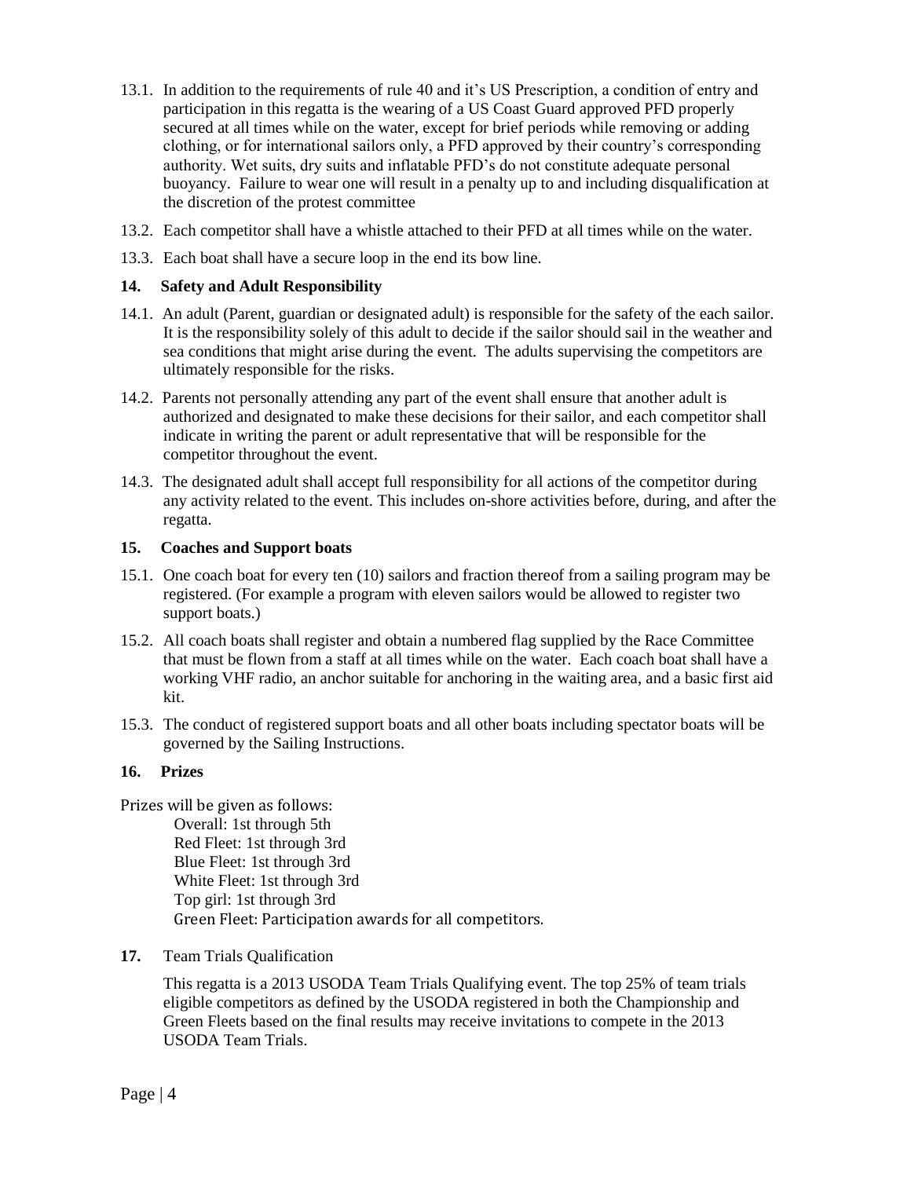13.1. In addition to the requirements of rule 40 and it's US Prescription, a condition of entry and participation in this regatta is the wearing of a US Coast Guard approved PFD properly secured at all times while on the water, except for brief periods while removing or adding clothing, or for international sailors only, a PFD approved by their country's corresponding authority. Wet suits, dry suits and inflatable PFD's do not constitute adequate personal buoyancy. Failure to wear one will result in a penalty up to and including disqualification at the discretion of the protest committee

13.2. Each competitor shall have a whistle attached to their PFD at all times while on the water.

13.3. Each boat shall have a secure loop in the end its bow line.

## 14. Safety and Adult Responsibility

14.1. An adult (Parent, guardian or designated adult) is responsible for the safety of the each sailor. It is the responsibility solely of this adult to decide if the sailor should sail in the weather and sea conditions that might arise during the event. The adults supervising the competitors are ultimately responsible for the risks.

14.2. Parents not personally attending any part of the event shall ensure that another adult is authorized and designated to make these decisions for their sailor, and each competitor shall indicate in writing the parent or adult representative that will be responsible for the competitor throughout the event.

14.3. The designated adult shall accept full responsibility for all actions of the competitor during any activity related to the event. This includes on-shore activities before, during, and after the regatta.

## 15. Coaches and Support boats

15.1. One coach boat for every ten (10) sailors and fraction thereof from a sailing program may be registered. (For example a program with eleven sailors would be allowed to register two support boats.)

15.2. All coach boats shall register and obtain a numbered flag supplied by the Race Committee that must be flown from a staff at all times while on the water. Each coach boat shall have a working VHF radio, an anchor suitable for anchoring in the waiting area, and a basic first aid kit.

15.3. The conduct of registered support boats and all other boats including spectator boats will be governed by the Sailing Instructions.

## 16. Prizes

Prizes will be given as follows:

Overall: 1st through 5th
Red Fleet: 1st through 3rd
Blue Fleet: 1st through 3rd
White Fleet: 1st through 3rd
Top girl: 1st through 3rd
Green Fleet: Participation awards for all competitors.

## 17. Team Trials Qualification

This regatta is a 2013 USODA Team Trials Qualifying event. The top 25% of team trials eligible competitors as defined by the USODA registered in both the Championship and Green Fleets based on the final results may receive invitations to compete in the 2013 USODA Team Trials.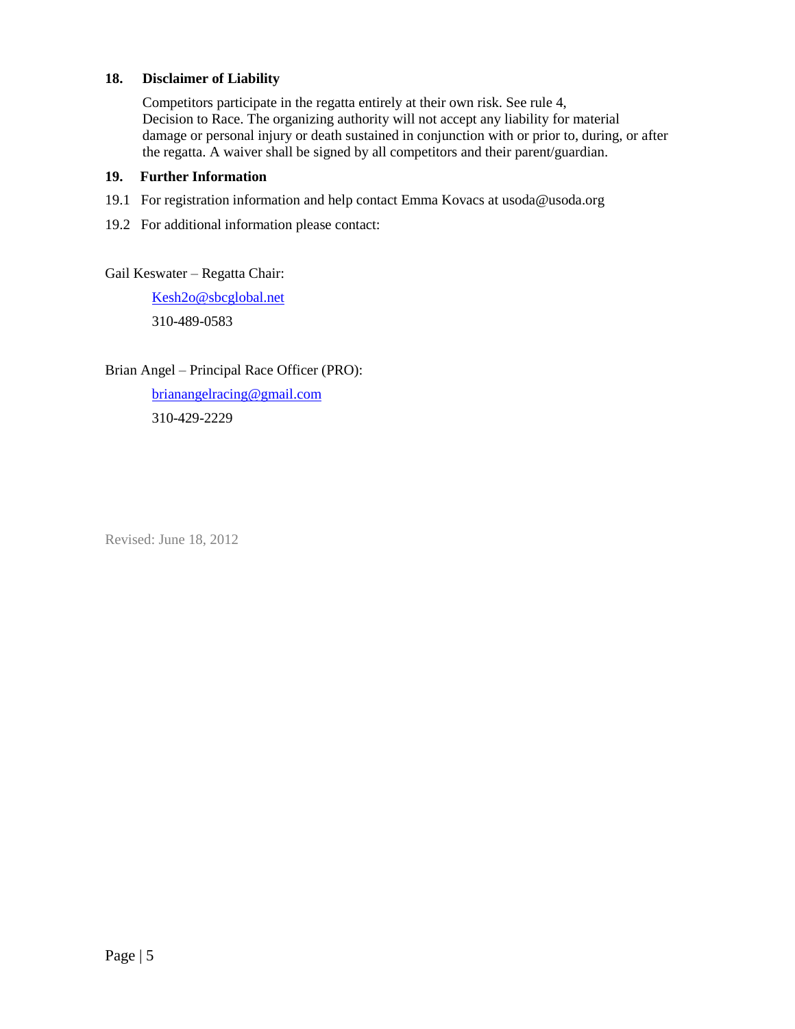## 18. Disclaimer of Liability

Competitors participate in the regatta entirely at their own risk. See rule 4, Decision to Race. The organizing authority will not accept any liability for material damage or personal injury or death sustained in conjunction with or prior to, during, or after the regatta. A waiver shall be signed by all competitors and their parent/guardian.

## 19. Further Information

19.1 For registration information and help contact Emma Kovacs at usoda@usoda.org

19.2 For additional information please contact:

Gail Keswater – Regatta Chair:

Kesh2o@sbcglobal.net

310-489-0583

Brian Angel – Principal Race Officer (PRO):

brianangelracing@gmail.com

310-429-2229

Revised: June 18, 2012